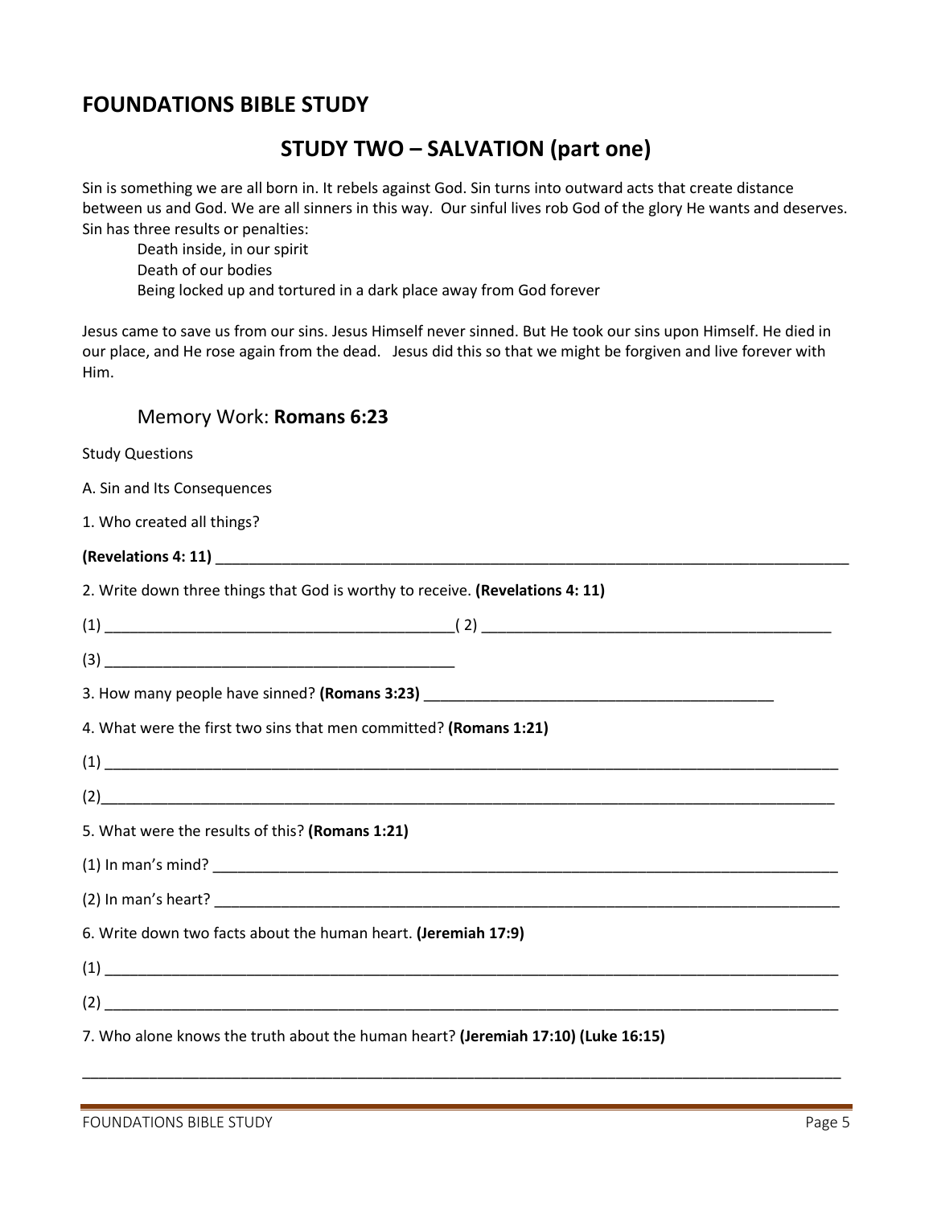## FOUNDATIONS BIBLE STUDY

# STUDY TWO – SALVATION (part one)

Sin is something we are all born in. It rebels against God. Sin turns into outward acts that create distance between us and God. We are all sinners in this way. Our sinful lives rob God of the glory He wants and deserves. Sin has three results or penalties:

Death inside, in our spirit
Death of our bodies
Being locked up and tortured in a dark place away from God forever

Jesus came to save us from our sins. Jesus Himself never sinned. But He took our sins upon Himself. He died in our place, and He rose again from the dead. Jesus did this so that we might be forgiven and live forever with Him.

### Memory Work: **Romans 6:23**

Study Questions

A. Sin and Its Consequences

1. Who created all things?

**(Revelations 4: 11)** ____________________________________________

2. Write down three things that God is worthy to receive. **(Revelations 4: 11)**

(1) ______________________________ ( 2) ______________________________

(3) ______________________________

3. How many people have sinned? **(Romans 3:23)** ______________________________

4. What were the first two sins that men committed? **(Romans 1:21)**

(1) ____________________________________________

(2)____________________________________________

5. What were the results of this? **(Romans 1:21)**

(1) In man's mind? ____________________________________________

(2) In man's heart? ____________________________________________

6. Write down two facts about the human heart. **(Jeremiah 17:9)**

(1) ____________________________________________

(2) ____________________________________________

7. Who alone knows the truth about the human heart? **(Jeremiah 17:10) (Luke 16:15)**

____________________________________________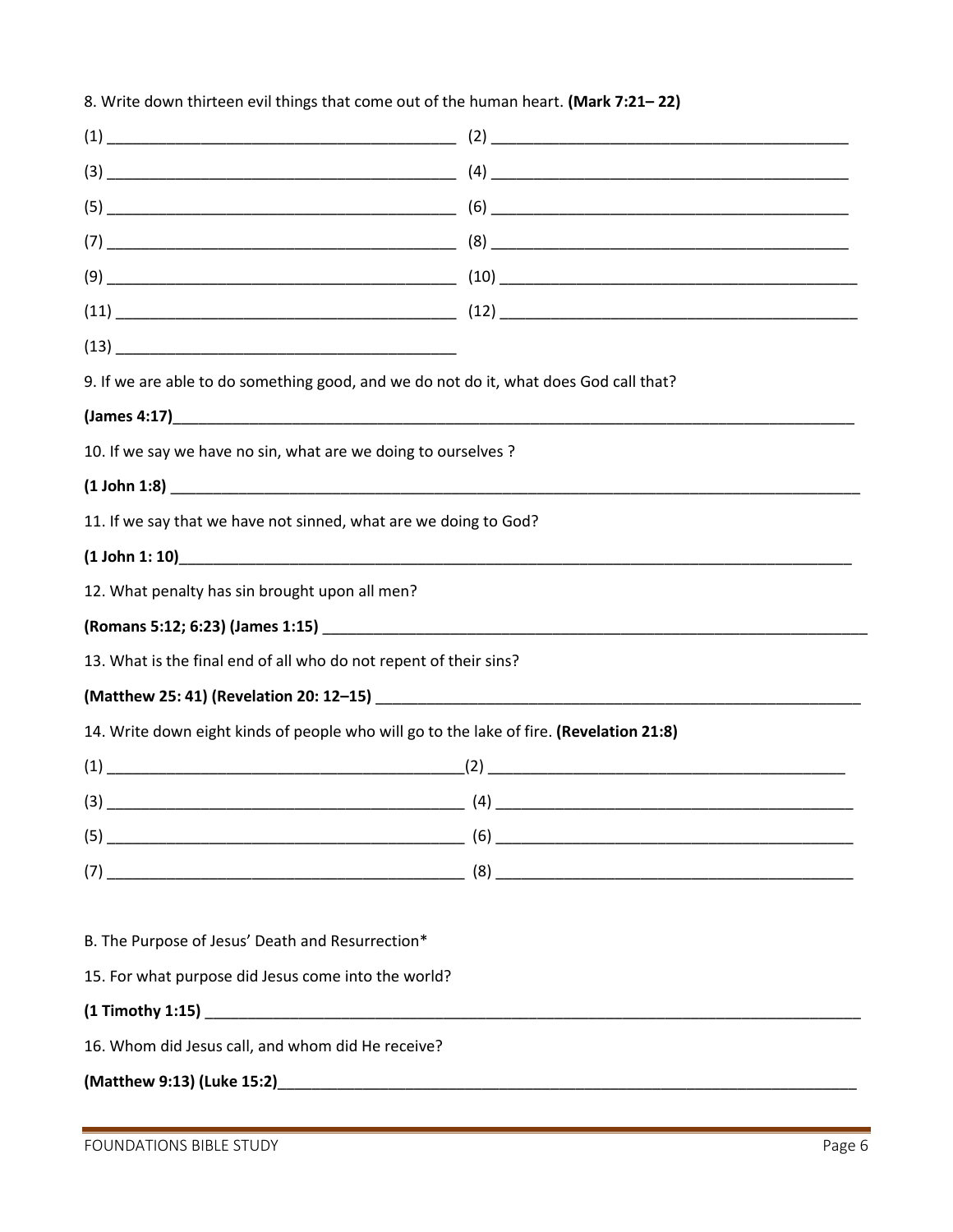8. Write down thirteen evil things that come out of the human heart. **(Mark 7:21– 22)**

(1) ________________________________________ (2) ________________________________________

(3) ________________________________________ (4) ________________________________________

(5) ________________________________________ (6) ________________________________________

(7) ________________________________________ (8) ________________________________________

(9) ________________________________________ (10) ________________________________________

(11) ________________________________________ (12) ________________________________________

(13) ________________________________________

9. If we are able to do something good, and we do not do it, what does God call that?

**(James 4:17)**________________________________________________________________________________

10. If we say we have no sin, what are we doing to ourselves ?

**(1 John 1:8)** ________________________________________________________________________________

11. If we say that we have not sinned, what are we doing to God?

**(1 John 1: 10)**________________________________________________________________________________

12. What penalty has sin brought upon all men?

**(Romans 5:12; 6:23) (James 1:15)** ______________________________________________________________

13. What is the final end of all who do not repent of their sins?

**(Matthew 25: 41) (Revelation 20: 12–15)** ________________________________________________________

14. Write down eight kinds of people who will go to the lake of fire. **(Revelation 21:8)**

(1) ________________________________________(2) ________________________________________

(3) ________________________________________ (4) ________________________________________

(5) ________________________________________ (6) ________________________________________

(7) ________________________________________ (8) ________________________________________

B. The Purpose of Jesus' Death and Resurrection*

15. For what purpose did Jesus come into the world?

**(1 Timothy 1:15)** ________________________________________________________________________________

16. Whom did Jesus call, and whom did He receive?

**(Matthew 9:13) (Luke 15:2)**________________________________________________________________________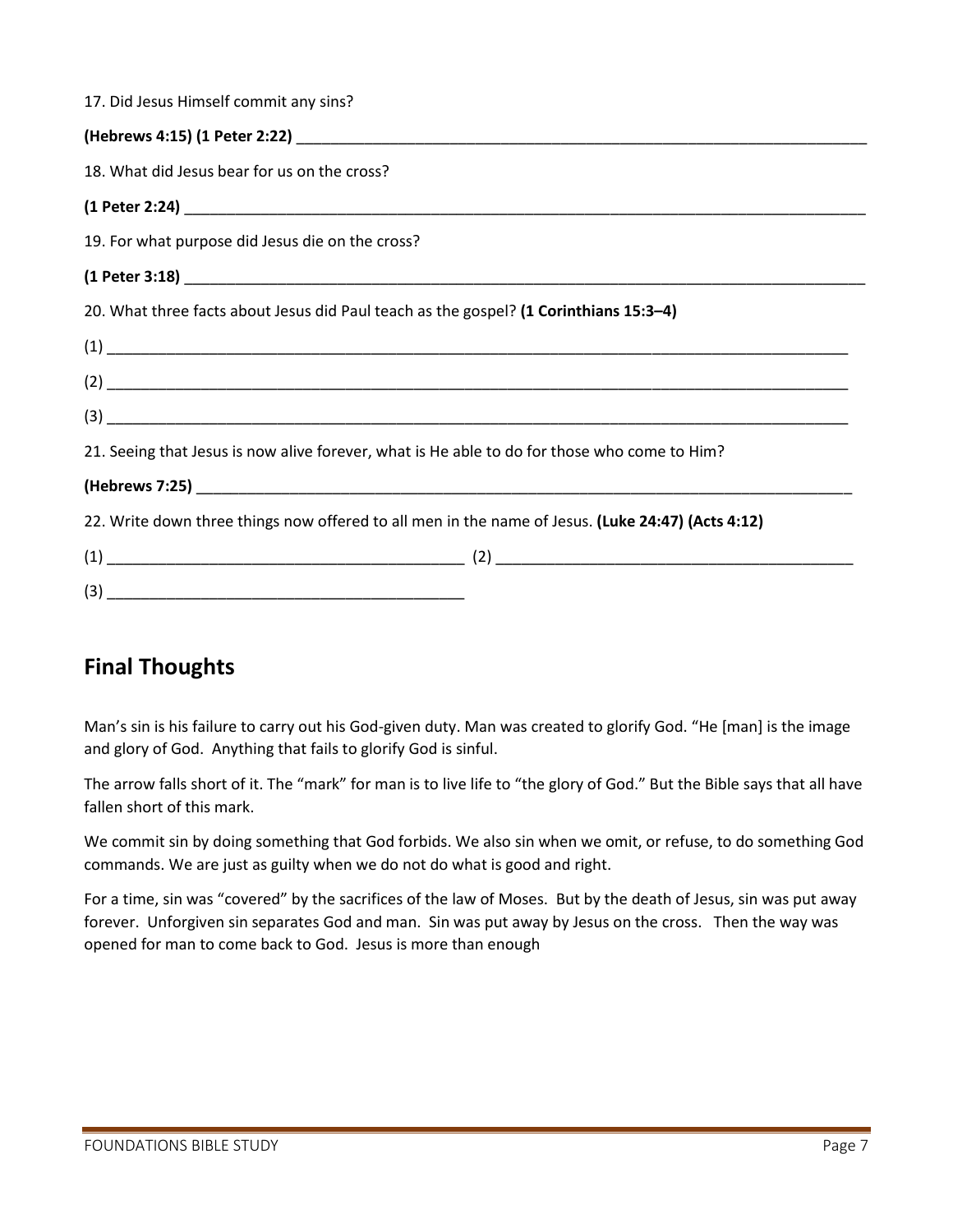17. Did Jesus Himself commit any sins?

**(Hebrews 4:15) (1 Peter 2:22)** ___________________________________________________________________

18. What did Jesus bear for us on the cross?

**(1 Peter 2:24)** _____________________________________________________________________________

19. For what purpose did Jesus die on the cross?

**(1 Peter 3:18)** _____________________________________________________________________________

20. What three facts about Jesus did Paul teach as the gospel? **(1 Corinthians 15:3–4)**

(1) _________________________________________________________________________________

(2) _________________________________________________________________________________

(3) _________________________________________________________________________________

21. Seeing that Jesus is now alive forever, what is He able to do for those who come to Him?

**(Hebrews 7:25)** ___________________________________________________________________________

22. Write down three things now offered to all men in the name of Jesus. **(Luke 24:47) (Acts 4:12)**

(1) ________________________________________ (2) ________________________________________

(3) ________________________________________

## Final Thoughts

Man's sin is his failure to carry out his God-given duty. Man was created to glorify God. "He [man] is the image and glory of God. Anything that fails to glorify God is sinful.

The arrow falls short of it. The "mark" for man is to live life to "the glory of God." But the Bible says that all have fallen short of this mark.

We commit sin by doing something that God forbids. We also sin when we omit, or refuse, to do something God commands. We are just as guilty when we do not do what is good and right.

For a time, sin was "covered" by the sacrifices of the law of Moses. But by the death of Jesus, sin was put away forever. Unforgiven sin separates God and man. Sin was put away by Jesus on the cross. Then the way was opened for man to come back to God. Jesus is more than enough